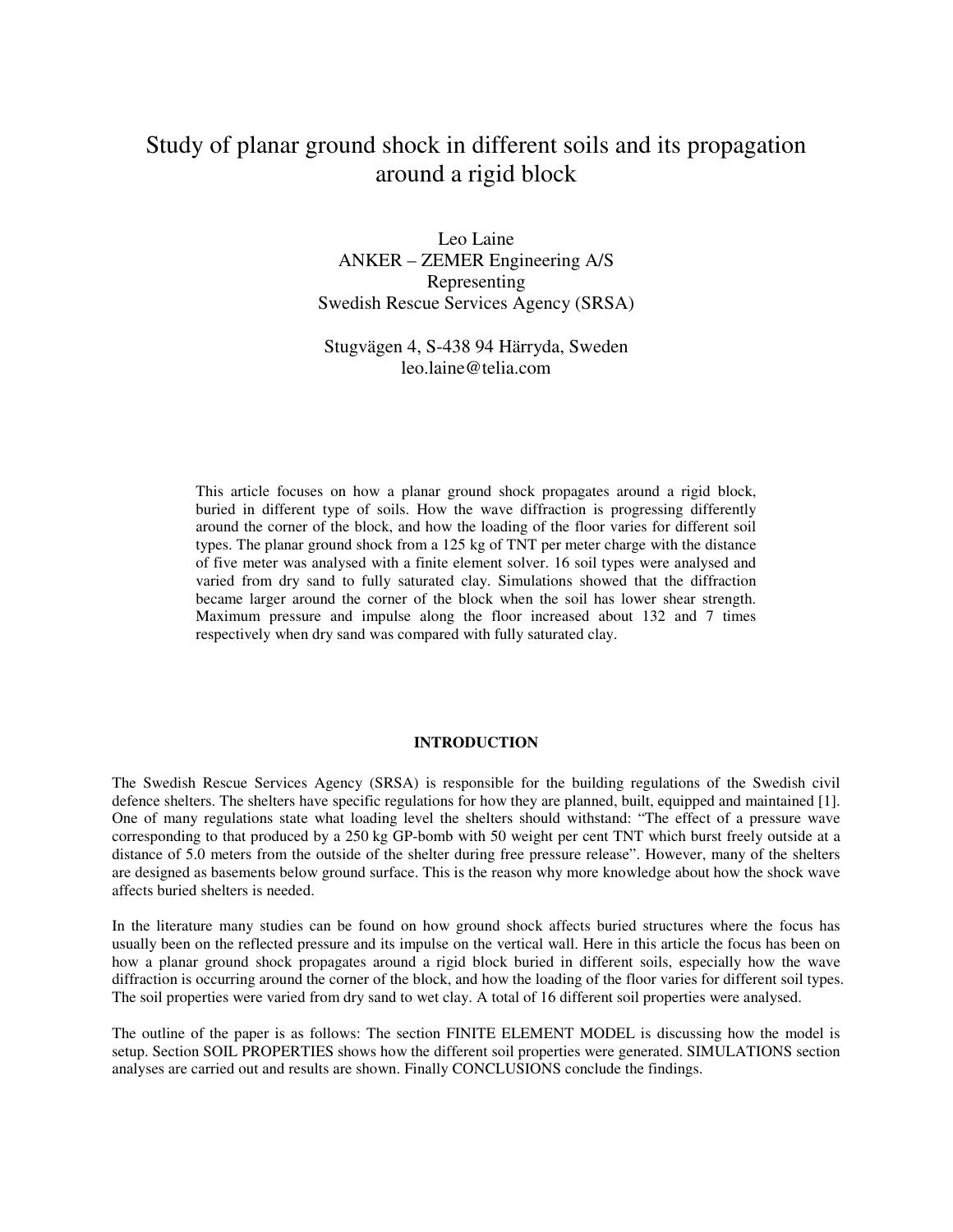# Study of planar ground shock in different soils and its propagation around a rigid block

Leo Laine
ANKER – ZEMER Engineering A/S
Representing
Swedish Rescue Services Agency (SRSA)

Stugvägen 4, S-438 94 Härryda, Sweden
leo.laine@telia.com

This article focuses on how a planar ground shock propagates around a rigid block, buried in different type of soils. How the wave diffraction is progressing differently around the corner of the block, and how the loading of the floor varies for different soil types. The planar ground shock from a 125 kg of TNT per meter charge with the distance of five meter was analysed with a finite element solver. 16 soil types were analysed and varied from dry sand to fully saturated clay. Simulations showed that the diffraction became larger around the corner of the block when the soil has lower shear strength. Maximum pressure and impulse along the floor increased about 132 and 7 times respectively when dry sand was compared with fully saturated clay.

## INTRODUCTION

The Swedish Rescue Services Agency (SRSA) is responsible for the building regulations of the Swedish civil defence shelters. The shelters have specific regulations for how they are planned, built, equipped and maintained [1]. One of many regulations state what loading level the shelters should withstand: "The effect of a pressure wave corresponding to that produced by a 250 kg GP-bomb with 50 weight per cent TNT which burst freely outside at a distance of 5.0 meters from the outside of the shelter during free pressure release". However, many of the shelters are designed as basements below ground surface. This is the reason why more knowledge about how the shock wave affects buried shelters is needed.

In the literature many studies can be found on how ground shock affects buried structures where the focus has usually been on the reflected pressure and its impulse on the vertical wall. Here in this article the focus has been on how a planar ground shock propagates around a rigid block buried in different soils, especially how the wave diffraction is occurring around the corner of the block, and how the loading of the floor varies for different soil types. The soil properties were varied from dry sand to wet clay. A total of 16 different soil properties were analysed.

The outline of the paper is as follows: The section FINITE ELEMENT MODEL is discussing how the model is setup. Section SOIL PROPERTIES shows how the different soil properties were generated. SIMULATIONS section analyses are carried out and results are shown. Finally CONCLUSIONS conclude the findings.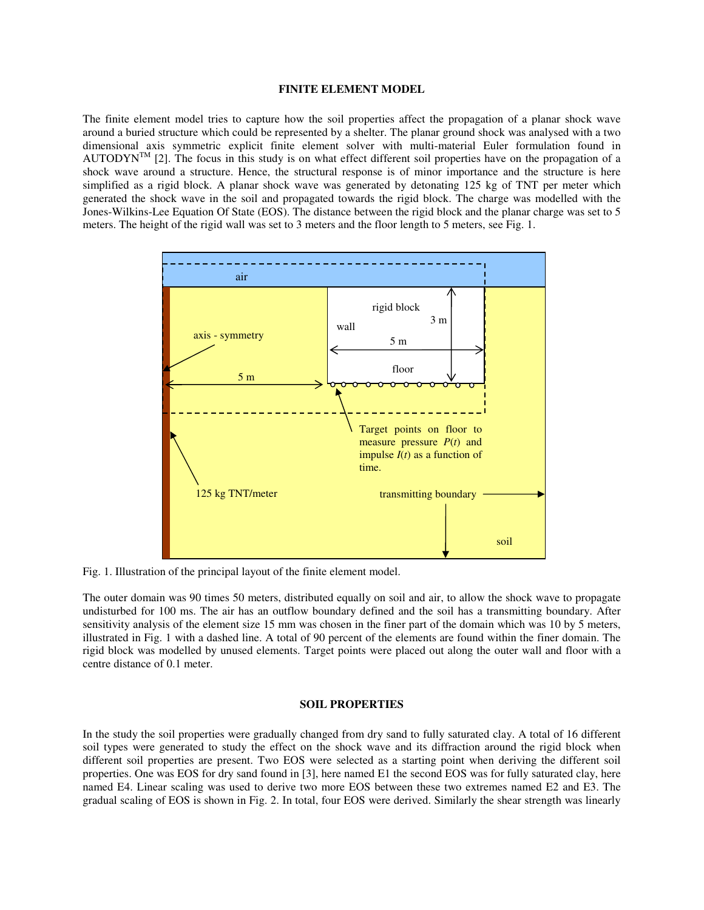## FINITE ELEMENT MODEL

The finite element model tries to capture how the soil properties affect the propagation of a planar shock wave around a buried structure which could be represented by a shelter. The planar ground shock was analysed with a two dimensional axis symmetric explicit finite element solver with multi-material Euler formulation found in AUTODYN[TM] [2]. The focus in this study is on what effect different soil properties have on the propagation of a shock wave around a structure. Hence, the structural response is of minor importance and the structure is here simplified as a rigid block. A planar shock wave was generated by detonating 125 kg of TNT per meter which generated the shock wave in the soil and propagated towards the rigid block. The charge was modelled with the Jones-Wilkins-Lee Equation Of State (EOS). The distance between the rigid block and the planar charge was set to 5 meters. The height of the rigid wall was set to 3 meters and the floor length to 5 meters, see Fig. 1.

Fig. 1. Illustration of the principal layout of the finite element model.

The outer domain was 90 times 50 meters, distributed equally on soil and air, to allow the shock wave to propagate undisturbed for 100 ms. The air has an outflow boundary defined and the soil has a transmitting boundary. After sensitivity analysis of the element size 15 mm was chosen in the finer part of the domain which was 10 by 5 meters, illustrated in Fig. 1 with a dashed line. A total of 90 percent of the elements are found within the finer domain. The rigid block was modelled by unused elements. Target points were placed out along the outer wall and floor with a centre distance of 0.1 meter.

## SOIL PROPERTIES

In the study the soil properties were gradually changed from dry sand to fully saturated clay. A total of 16 different soil types were generated to study the effect on the shock wave and its diffraction around the rigid block when different soil properties are present. Two EOS were selected as a starting point when deriving the different soil properties. One was EOS for dry sand found in [3], here named E1 the second EOS was for fully saturated clay, here named E4. Linear scaling was used to derive two more EOS between these two extremes named E2 and E3. The gradual scaling of EOS is shown in Fig. 2. In total, four EOS were derived. Similarly the shear strength was linearly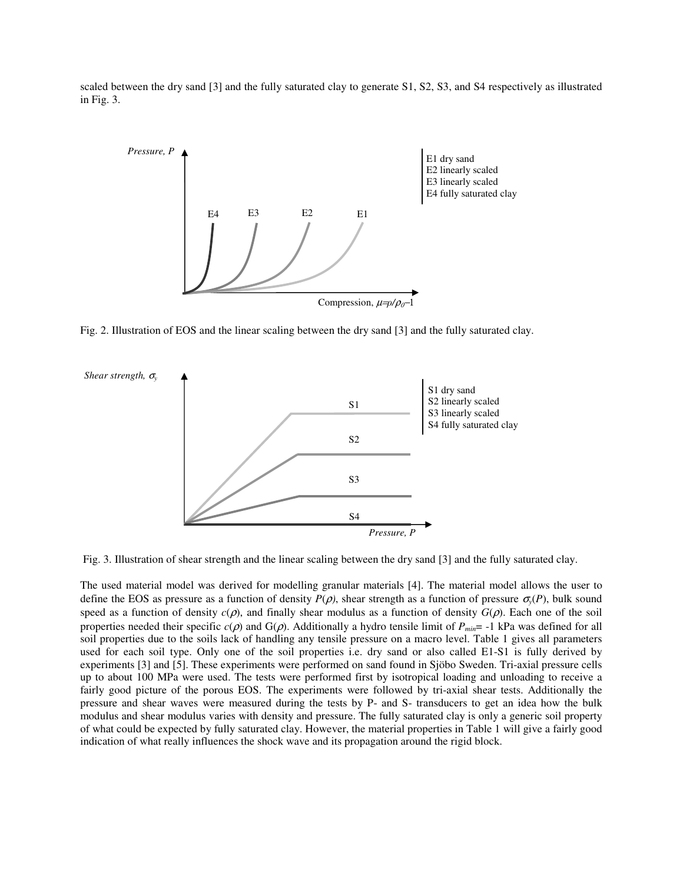scaled between the dry sand [3] and the fully saturated clay to generate S1, S2, S3, and S4 respectively as illustrated in Fig. 3.

Fig. 2. Illustration of EOS and the linear scaling between the dry sand [3] and the fully saturated clay.

Fig. 3. Illustration of shear strength and the linear scaling between the dry sand [3] and the fully saturated clay.

The used material model was derived for modelling granular materials [4]. The material model allows the user to define the EOS as pressure as a function of density $P(\rho)$, shear strength as a function of pressure $\sigma_y(P)$, bulk sound speed as a function of density $c(\rho)$, and finally shear modulus as a function of density $G(\rho)$. Each one of the soil properties needed their specific $c(\rho)$ and $G(\rho)$. Additionally a hydro tensile limit of $P_{min}$= -1 kPa was defined for all soil properties due to the soils lack of handling any tensile pressure on a macro level. Table 1 gives all parameters used for each soil type. Only one of the soil properties i.e. dry sand or also called E1-S1 is fully derived by experiments [3] and [5]. These experiments were performed on sand found in Sjöbo Sweden. Tri-axial pressure cells up to about 100 MPa were used. The tests were performed first by isotropical loading and unloading to receive a fairly good picture of the porous EOS. The experiments were followed by tri-axial shear tests. Additionally the pressure and shear waves were measured during the tests by P- and S- transducers to get an idea how the bulk modulus and shear modulus varies with density and pressure. The fully saturated clay is only a generic soil property of what could be expected by fully saturated clay. However, the material properties in Table 1 will give a fairly good indication of what really influences the shock wave and its propagation around the rigid block.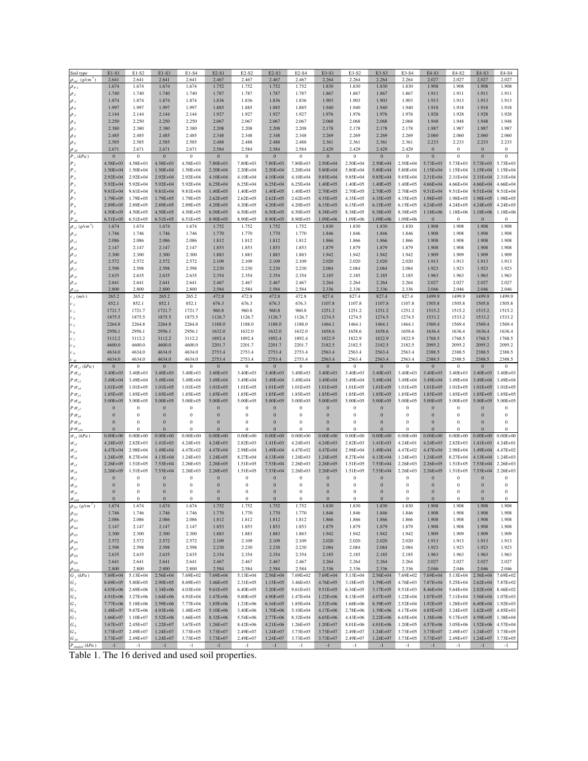| Soil type | E1-S1 | E1-S2 | E1-S3 | E1-S4 | E2-S1 | E2-S2 | E2-S3 | E2-S4 | E3-S1 | E3-S2 | E3-S3 | E3-S4 | E4-S1 | E4-S2 | E4-S3 | E4-S4 |
|---|---|---|---|---|---|---|---|---|---|---|---|---|---|---|---|---|
| $\rho_{ref}$ $(g/cm^3)$ | 2.641 | 2.641 | 2.641 | 2.641 | 2.467 | 2.467 | 2.467 | 2.467 | 2.264 | 2.264 | 2.264 | 2.264 | 2.027 | 2.027 | 2.027 | 2.027 |
| $\rho_{P1}$ | 1.674 | 1.674 | 1.674 | 1.674 | 1.752 | 1.752 | 1.752 | 1.752 | 1.830 | 1.830 | 1.830 | 1.830 | 1.908 | 1.908 | 1.908 | 1.908 |
| $\rho_2$ | 1.740 | 1.740 | 1.740 | 1.740 | 1.787 | 1.787 | 1.787 | 1.787 | 1.867 | 1.867 | 1.867 | 1.867 | 1.911 | 1.911 | 1.911 | 1.911 |
| $\rho_3$ | 1.874 | 1.874 | 1.874 | 1.874 | 1.836 | 1.836 | 1.836 | 1.836 | 1.903 | 1.903 | 1.903 | 1.903 | 1.913 | 1.913 | 1.913 | 1.913 |
| $\rho_4$ | 1.997 | 1.997 | 1.997 | 1.997 | 1.885 | 1.885 | 1.885 | 1.885 | 1.940 | 1.940 | 1.940 | 1.940 | 1.918 | 1.918 | 1.918 | 1.918 |
| $\rho_5$ | 2.144 | 2.144 | 2.144 | 2.144 | 1.927 | 1.927 | 1.927 | 1.927 | 1.976 | 1.976 | 1.976 | 1.976 | 1.928 | 1.928 | 1.928 | 1.928 |
| $\rho_6$ | 2.250 | 2.250 | 2.250 | 2.250 | 2.067 | 2.067 | 2.067 | 2.067 | 2.068 | 2.068 | 2.068 | 2.068 | 1.948 | 1.948 | 1.948 | 1.948 |
| $\rho_7$ | 2.380 | 2.380 | 2.380 | 2.380 | 2.208 | 2.208 | 2.208 | 2.208 | 2.178 | 2.178 | 2.178 | 2.178 | 1.987 | 1.987 | 1.987 | 1.987 |
| $\rho_8$ | 2.485 | 2.485 | 2.485 | 2.485 | 2.348 | 2.348 | 2.348 | 2.348 | 2.269 | 2.269 | 2.269 | 2.269 | 2.060 | 2.060 | 2.060 | 2.060 |
| $\rho_9$ | 2.585 | 2.585 | 2.585 | 2.585 | 2.488 | 2.488 | 2.488 | 2.488 | 2.361 | 2.361 | 2.361 | 2.361 | 2.233 | 2.233 | 2.233 | 2.233 |
| $\rho_{10}$ | 2.671 | 2.671 | 2.671 | 2.671 | 2.584 | 2.584 | 2.584 | 2.584 | 2.429 | 2.429 | 2.429 | 2.429 | 0 | 0 | 0 | 0 |
| $P_1$ $(kPa)$ | 0 | 0 | 0 | 0 | 0 | 0 | 0 | 0 | 0 | 0 | 0 | 0 | 0 | 0 | 0 | 0 |
| $P_2$ | 4.58E+03 | 4.58E+03 | 4.58E+03 | 4.58E+03 | 7.80E+03 | 7.80E+03 | 7.80E+03 | 7.80E+03 | 2.50E+04 | 2.50E+04 | 2.50E+04 | 2.50E+04 | 5.73E+03 | 5.73E+03 | 5.73E+03 | 5.73E+03 |
| $P_3$ | 1.50E+04 | 1.50E+04 | 1.50E+04 | 1.50E+04 | 2.20E+04 | 2.20E+04 | 2.20E+04 | 2.20E+04 | 5.80E+04 | 5.80E+04 | 5.80E+04 | 5.80E+04 | 1.15E+04 | 1.15E+04 | 1.15E+04 | 1.15E+04 |
| $P_4$ | 2.92E+04 | 2.92E+04 | 2.92E+04 | 2.92E+04 | 4.10E+04 | 4.10E+04 | 4.10E+04 | 4.10E+04 | 9.85E+04 | 9.85E+04 | 9.85E+04 | 9.85E+04 | 2.31E+04 | 2.31E+04 | 2.31E+04 | 2.31E+04 |
| $P_5$ | 5.92E+04 | 5.92E+04 | 5.92E+04 | 5.92E+04 | 6.25E+04 | 6.25E+04 | 6.25E+04 | 6.25E+04 | 1.40E+05 | 1.40E+05 | 1.40E+05 | 1.40E+05 | 4.66E+04 | 4.66E+04 | 4.66E+04 | 4.66E+04 |
| $P_6$ | 9.81E+04 | 9.81E+04 | 9.81E+04 | 9.81E+04 | 1.40E+05 | 1.40E+05 | 1.40E+05 | 1.40E+05 | 2.70E+05 | 2.70E+05 | 2.70E+05 | 2.70E+05 | 9.51E+04 | 9.51E+04 | 9.51E+04 | 9.51E+04 |
| $P_7$ | 1.79E+05 | 1.79E+05 | 1.79E+05 | 1.79E+05 | 2.62E+05 | 2.62E+05 | 2.62E+05 | 2.62E+05 | 4.35E+05 | 4.35E+05 | 4.35E+05 | 4.35E+05 | 1.98E+05 | 1.98E+05 | 1.98E+05 | 1.98E+05 |
| $P_8$ | 2.89E+05 | 2.89E+05 | 2.89E+05 | 2.89E+05 | 4.20E+05 | 4.20E+05 | 4.20E+05 | 4.20E+05 | 6.15E+05 | 6.15E+05 | 6.15E+05 | 6.15E+05 | 4.24E+05 | 4.24E+05 | 4.24E+05 | 4.24E+05 |
| $P_9$ | 4.50E+05 | 4.50E+05 | 4.50E+05 | 4.50E+05 | 6.50E+05 | 6.50E+05 | 6.50E+05 | 6.50E+05 | 8.38E+05 | 8.38E+05 | 8.38E+05 | 8.38E+05 | 1.18E+06 | 1.18E+06 | 1.18E+06 | 1.18E+06 |
| $P_{10}$ | 6.51E+05 | 6.51E+05 | 6.51E+05 | 6.51E+05 | 8.90E+05 | 8.90E+05 | 8.90E+05 | 8.90E+05 | 1.09E+06 | 1.09E+06 | 1.09E+06 | 1.09E+06 | 0 | 0 | 0 | 0 |
| $\rho_{s1}$ $(g/cm^3)$ | 1.674 | 1.674 | 1.674 | 1.674 | 1.752 | 1.752 | 1.752 | 1.752 | 1.830 | 1.830 | 1.830 | 1.830 | 1.908 | 1.908 | 1.908 | 1.908 |
| $\rho_{s2}$ | 1.746 | 1.746 | 1.746 | 1.746 | 1.770 | 1.770 | 1.770 | 1.770 | 1.846 | 1.846 | 1.846 | 1.846 | 1.908 | 1.908 | 1.908 | 1.908 |
| $\rho_{s3}$ | 2.086 | 2.086 | 2.086 | 2.086 | 1.812 | 1.812 | 1.812 | 1.812 | 1.866 | 1.866 | 1.866 | 1.866 | 1.908 | 1.908 | 1.908 | 1.908 |
| $\rho_{s4}$ | 2.147 | 2.147 | 2.147 | 2.147 | 1.853 | 1.853 | 1.853 | 1.853 | 1.879 | 1.879 | 1.879 | 1.879 | 1.908 | 1.908 | 1.908 | 1.908 |
| $\rho_{s5}$ | 2.300 | 2.300 | 2.300 | 2.300 | 1.883 | 1.883 | 1.883 | 1.883 | 1.942 | 1.942 | 1.942 | 1.942 | 1.909 | 1.909 | 1.909 | 1.909 |
| $\rho_{s6}$ | 2.572 | 2.572 | 2.572 | 2.572 | 2.109 | 2.109 | 2.109 | 2.109 | 2.020 | 2.020 | 2.020 | 2.020 | 1.913 | 1.913 | 1.913 | 1.913 |
| $\rho_{s7}$ | 2.598 | 2.598 | 2.598 | 2.598 | 2.230 | 2.230 | 2.230 | 2.230 | 2.084 | 2.084 | 2.084 | 2.084 | 1.923 | 1.923 | 1.923 | 1.923 |
| $\rho_{s8}$ | 2.635 | 2.635 | 2.635 | 2.635 | 2.354 | 2.354 | 2.354 | 2.354 | 2.185 | 2.185 | 2.185 | 2.185 | 1.963 | 1.963 | 1.963 | 1.963 |
| $\rho_{s9}$ | 2.641 | 2.641 | 2.641 | 2.641 | 2.467 | 2.467 | 2.467 | 2.467 | 2.264 | 2.264 | 2.264 | 2.264 | 2.027 | 2.027 | 2.027 | 2.027 |
| $\rho_{s10}$ | 2.800 | 2.800 | 2.800 | 2.800 | 2.584 | 2.584 | 2.584 | 2.584 | 2.336 | 2.336 | 2.336 | 2.336 | 2.046 | 2.046 | 2.046 | 2.046 |
| $c_1$ $(m/s)$ | 265.2 | 265.2 | 265.2 | 265.2 | 472.8 | 472.8 | 472.8 | 472.8 | 827.4 | 827.4 | 827.4 | 827.4 | 1499.9 | 1499.9 | 1499.9 | 1499.9 |
| $c_2$ | 852.1 | 852.1 | 852.1 | 852.1 | 676.3 | 676.3 | 676.3 | 676.3 | 1107.8 | 1107.8 | 1107.8 | 1107.8 | 1505.8 | 1505.8 | 1505.8 | 1505.8 |
| $c_3$ | 1721.7 | 1721.7 | 1721.7 | 1721.7 | 960.8 | 960.8 | 960.8 | 960.8 | 1251.2 | 1251.2 | 1251.2 | 1251.2 | 1515.2 | 1515.2 | 1515.2 | 1515.2 |
| $c_4$ | 1875.5 | 1875.5 | 1875.5 | 1875.5 | 1126.7 | 1126.7 | 1126.7 | 1126.7 | 1274.5 | 1274.5 | 1274.5 | 1274.5 | 1533.2 | 1533.2 | 1533.2 | 1533.2 |
| $c_5$ | 2264.8 | 2264.8 | 2264.8 | 2264.8 | 1188.0 | 1188.0 | 1188.0 | 1188.0 | 1464.1 | 1464.1 | 1464.1 | 1464.1 | 1569.4 | 1569.4 | 1569.4 | 1569.4 |
| $c_6$ | 2956.1 | 2956.1 | 2956.1 | 2956.1 | 1632.0 | 1632.0 | 1632.0 | 1632.0 | 1658.6 | 1658.6 | 1658.6 | 1658.6 | 1636.4 | 1636.4 | 1636.4 | 1636.4 |
| $c_7$ | 3112.2 | 3112.2 | 3112.2 | 3112.2 | 1892.4 | 1892.4 | 1892.4 | 1892.4 | 1822.9 | 1822.9 | 1822.9 | 1822.9 | 1768.5 | 1768.5 | 1768.5 | 1768.5 |
| $c_8$ | 4600.0 | 4600.0 | 4600.0 | 4600.0 | 2201.7 | 2201.7 | 2201.7 | 2201.7 | 2182.5 | 2182.5 | 2182.5 | 2182.5 | 2095.2 | 2095.2 | 2095.2 | 2095.2 |
| $c_9$ | 4634.0 | 4634.0 | 4634.0 | 4634.0 | 2753.4 | 2753.4 | 2753.4 | 2753.4 | 2563.4 | 2563.4 | 2563.4 | 2563.4 | 2388.5 | 2388.5 | 2388.5 | 2388.5 |
| $c_{10}$ | 4634.0 | 4634.0 | 4634.0 | 4634.0 | 2753.4 | 2753.4 | 2753.4 | 2753.4 | 2563.4 | 2563.4 | 2563.4 | 2563.4 | 2388.5 | 2388.5 | 2388.5 | 2388.5 |
| $P\sigma_{s1}$ $(kPa)$ | 0 | 0 | 0 | 0 | 0 | 0 | 0 | 0 | 0 | 0 | 0 | 0 | 0 | 0 | 0 | 0 |
| $P\sigma_{s2}$ | 3.40E+03 | 3.40E+03 | 3.40E+03 | 3.40E+03 | 3.40E+03 | 3.40E+03 | 3.40E+03 | 3.40E+03 | 3.40E+03 | 3.40E+03 | 3.40E+03 | 3.40E+03 | 3.40E+03 | 3.40E+03 | 3.40E+03 | 3.40E+03 |
| $P\sigma_{s3}$ | 3.49E+04 | 3.49E+04 | 3.49E+04 | 3.49E+04 | 3.49E+04 | 3.49E+04 | 3.49E+04 | 3.49E+04 | 3.49E+04 | 3.49E+04 | 3.49E+04 | 3.49E+04 | 3.49E+04 | 3.49E+04 | 3.49E+04 | 3.49E+04 |
| $P\sigma_{s4}$ | 1.01E+05 | 1.01E+05 | 1.01E+05 | 1.01E+05 | 1.01E+05 | 1.01E+05 | 1.01E+05 | 1.01E+05 | 1.01E+05 | 1.01E+05 | 1.01E+05 | 1.01E+05 | 1.01E+05 | 1.01E+05 | 1.01E+05 | 1.01E+05 |
| $P\sigma_{s5}$ | 1.85E+05 | 1.85E+05 | 1.85E+05 | 1.85E+05 | 1.85E+05 | 1.85E+05 | 1.85E+05 | 1.85E+05 | 1.85E+05 | 1.85E+05 | 1.85E+05 | 1.85E+05 | 1.85E+05 | 1.85E+05 | 1.85E+05 | 1.85E+05 |
| $P\sigma_{s6}$ | 5.00E+05 | 5.00E+05 | 5.00E+05 | 5.00E+05 | 5.00E+05 | 5.00E+05 | 5.00E+05 | 5.00E+05 | 5.00E+05 | 5.00E+05 | 5.00E+05 | 5.00E+05 | 5.00E+05 | 5.00E+05 | 5.00E+05 | 5.00E+05 |
| $P\sigma_{s7}$ | 0 | 0 | 0 | 0 | 0 | 0 | 0 | 0 | 0 | 0 | 0 | 0 | 0 | 0 | 0 | 0 |
| $P\sigma_{s8}$ | 0 | 0 | 0 | 0 | 0 | 0 | 0 | 0 | 0 | 0 | 0 | 0 | 0 | 0 | 0 | 0 |
| $P\sigma_{s9}$ | 0 | 0 | 0 | 0 | 0 | 0 | 0 | 0 | 0 | 0 | 0 | 0 | 0 | 0 | 0 | 0 |
| $P\sigma_{s10}$ | 0 | 0 | 0 | 0 | 0 | 0 | 0 | 0 | 0 | 0 | 0 | 0 | 0 | 0 | 0 | 0 |
| $\sigma_{s1}$ $(kPa)$ | 0.00E+00 | 0.00E+00 | 0.00E+00 | 0.00E+00 | 0.00E+00 | 0.00E+00 | 0.00E+00 | 0.00E+00 | 0.00E+00 | 0.00E+00 | 0.00E+00 | 0.00E+00 | 0.00E+00 | 0.00E+00 | 0.00E+00 | 0.00E+00 |
| $\sigma_{s2}$ | 4.24E+03 | 2.82E+03 | 1.41E+03 | 4.24E+01 | 4.24E+03 | 2.82E+03 | 1.41E+03 | 4.24E+01 | 4.24E+03 | 2.82E+03 | 1.41E+03 | 4.24E+01 | 4.24E+03 | 2.82E+03 | 1.41E+03 | 4.24E+01 |
| $\sigma_{s3}$ | 4.47E+04 | 2.98E+04 | 1.49E+04 | 4.47E+02 | 4.47E+04 | 2.98E+04 | 1.49E+04 | 4.47E+02 | 4.47E+04 | 2.98E+04 | 1.49E+04 | 4.47E+02 | 4.47E+04 | 2.98E+04 | 1.49E+04 | 4.47E+02 |
| $\sigma_{s4}$ | 1.24E+05 | 8.27E+04 | 4.13E+04 | 1.24E+03 | 1.24E+05 | 8.27E+04 | 4.13E+04 | 1.24E+03 | 1.24E+05 | 8.27E+04 | 4.13E+04 | 1.24E+03 | 1.24E+05 | 8.27E+04 | 4.13E+04 | 1.24E+03 |
| $\sigma_{s5}$ | 2.26E+05 | 1.51E+05 | 7.53E+04 | 2.26E+03 | 2.26E+05 | 1.51E+05 | 7.53E+04 | 2.26E+03 | 2.26E+05 | 1.51E+05 | 7.53E+04 | 2.26E+03 | 2.26E+05 | 1.51E+05 | 7.53E+04 | 2.26E+03 |
| $\sigma_{s6}$ | 2.26E+05 | 1.51E+05 | 7.53E+04 | 2.26E+03 | 2.26E+05 | 1.51E+05 | 7.53E+04 | 2.26E+03 | 2.26E+05 | 1.51E+05 | 7.53E+04 | 2.26E+03 | 2.26E+05 | 1.51E+05 | 7.53E+04 | 2.26E+03 |
| $\sigma_{s7}$ | 0 | 0 | 0 | 0 | 0 | 0 | 0 | 0 | 0 | 0 | 0 | 0 | 0 | 0 | 0 | 0 |
| $\sigma_{s8}$ | 0 | 0 | 0 | 0 | 0 | 0 | 0 | 0 | 0 | 0 | 0 | 0 | 0 | 0 | 0 | 0 |
| $\sigma_{s9}$ | 0 | 0 | 0 | 0 | 0 | 0 | 0 | 0 | 0 | 0 | 0 | 0 | 0 | 0 | 0 | 0 |
| $\sigma_{s10}$ | 0 | 0 | 0 | 0 | 0 | 0 | 0 | 0 | 0 | 0 | 0 | 0 | 0 | 0 | 0 | 0 |
| $\rho_{G1}$ $(g/cm^3)$ | 1.674 | 1.674 | 1.674 | 1.674 | 1.752 | 1.752 | 1.752 | 1.752 | 1.830 | 1.830 | 1.830 | 1.830 | 1.908 | 1.908 | 1.908 | 1.908 |
| $\rho_{G2}$ | 1.746 | 1.746 | 1.746 | 1.746 | 1.770 | 1.770 | 1.770 | 1.770 | 1.846 | 1.846 | 1.846 | 1.846 | 1.908 | 1.908 | 1.908 | 1.908 |
| $\rho_{G3}$ | 2.086 | 2.086 | 2.086 | 2.086 | 1.812 | 1.812 | 1.812 | 1.812 | 1.866 | 1.866 | 1.866 | 1.866 | 1.908 | 1.908 | 1.908 | 1.908 |
| $\rho_{G4}$ | 2.147 | 2.147 | 2.147 | 2.147 | 1.853 | 1.853 | 1.853 | 1.853 | 1.879 | 1.879 | 1.879 | 1.879 | 1.908 | 1.908 | 1.908 | 1.908 |
| $\rho_{G5}$ | 2.300 | 2.300 | 2.300 | 2.300 | 1.883 | 1.883 | 1.883 | 1.883 | 1.942 | 1.942 | 1.942 | 1.942 | 1.909 | 1.909 | 1.909 | 1.909 |
| $\rho_{G6}$ | 2.572 | 2.572 | 2.572 | 2.572 | 2.109 | 2.109 | 2.109 | 2.109 | 2.020 | 2.020 | 2.020 | 2.020 | 1.913 | 1.913 | 1.913 | 1.913 |
| $\rho_{G7}$ | 2.598 | 2.598 | 2.598 | 2.598 | 2.230 | 2.230 | 2.230 | 2.230 | 2.084 | 2.084 | 2.084 | 2.084 | 1.923 | 1.923 | 1.923 | 1.923 |
| $\rho_{G8}$ | 2.635 | 2.635 | 2.635 | 2.635 | 2.354 | 2.354 | 2.354 | 2.354 | 2.185 | 2.185 | 2.185 | 2.185 | 1.963 | 1.963 | 1.963 | 1.963 |
| $\rho_{G9}$ | 2.641 | 2.641 | 2.641 | 2.641 | 2.467 | 2.467 | 2.467 | 2.467 | 2.264 | 2.264 | 2.264 | 2.264 | 2.027 | 2.027 | 2.027 | 2.027 |
| $\rho_{G10}$ | 2.800 | 2.800 | 2.800 | 2.800 | 2.584 | 2.584 | 2.584 | 2.584 | 2.336 | 2.336 | 2.336 | 2.336 | 2.046 | 2.046 | 2.046 | 2.046 |
| $G_1$ $(kPa)$ | 7.69E+04 | 5.13E+04 | 2.56E+04 | 7.69E+02 | 7.69E+04 | 5.13E+04 | 2.56E+04 | 7.69E+02 | 7.69E+04 | 5.13E+04 | 2.56E+04 | 7.69E+02 | 7.69E+04 | 5.13E+04 | 2.56E+04 | 7.69E+02 |
| $G_2$ | 8.69E+05 | 5.80E+05 | 2.90E+05 | 8.69E+03 | 3.46E+05 | 2.31E+05 | 1.15E+05 | 3.46E+03 | 4.76E+05 | 3.18E+05 | 1.59E+05 | 4.76E+03 | 7.87E+04 | 5.25E+04 | 2.62E+04 | 7.87E+02 |
| $G_3$ | 4.03E+06 | 2.69E+06 | 1.34E+06 | 4.03E+04 | 9.61E+05 | 6.40E+05 | 3.20E+05 | 9.61E+03 | 9.51E+05 | 6.34E+05 | 3.17E+05 | 9.51E+03 | 8.46E+04 | 5.64E+04 | 2.82E+04 | 8.46E+02 |
| $G_4$ | 4.91E+06 | 3.27E+06 | 1.64E+06 | 4.91E+04 | 1.47E+06 | 9.80E+05 | 4.90E+05 | 1.47E+04 | 1.22E+06 | 8.13E+05 | 4.07E+05 | 1.22E+04 | 1.07E+05 | 7.11E+04 | 3.56E+04 | 1.07E+03 |
| $G_5$ | 7.77E+06 | 5.18E+06 | 2.59E+06 | 7.77E+04 | 1.85E+06 | 1.23E+06 | 6.16E+05 | 1.85E+04 | 2.52E+06 | 1.68E+06 | 8.39E+05 | 2.52E+04 | 1.92E+05 | 1.28E+05 | 6.40E+04 | 1.92E+03 |
| $G_6$ | 1.48E+07 | 9.87E+06 | 4.93E+06 | 1.48E+05 | 5.10E+06 | 3.40E+06 | 1.70E+06 | 5.10E+04 | 4.17E+06 | 2.78E+06 | 1.39E+06 | 4.17E+04 | 4.85E+05 | 3.24E+05 | 1.62E+05 | 4.85E+03 |
| $G_7$ | 1.66E+07 | 1.10E+07 | 5.52E+06 | 1.66E+05 | 8.32E+06 | 5.54E+06 | 2.77E+06 | 8.32E+04 | 6.65E+06 | 4.43E+06 | 2.22E+06 | 6.65E+04 | 1.38E+06 | 9.17E+05 | 4.59E+05 | 1.38E+04 |
| $G_8$ | 3.67E+07 | 2.45E+07 | 1.22E+07 | 3.67E+05 | 1.26E+07 | 8.42E+06 | 4.21E+06 | 1.26E+05 | 1.20E+07 | 8.01E+06 | 4.01E+06 | 1.20E+05 | 4.57E+06 | 3.05E+06 | 1.52E+06 | 4.57E+04 |
| $G_9$ | 3.73E+07 | 2.49E+07 | 1.24E+07 | 3.73E+05 | 3.73E+07 | 2.49E+07 | 1.24E+07 | 3.73E+05 | 3.73E+07 | 2.49E+07 | 1.24E+07 | 3.73E+05 | 3.73E+07 | 2.49E+07 | 1.24E+07 | 3.73E+05 |
| $G_{10}$ | 3.73E+07 | 2.49E+07 | 1.24E+07 | 3.73E+05 | 3.73E+07 | 2.49E+07 | 1.24E+07 | 3.73E+05 | 3.73E+07 | 2.49E+07 | 1.24E+07 | 3.73E+05 | 3.73E+07 | 2.49E+07 | 1.24E+07 | 3.73E+05 |
| $P_{minfail}$ $(kPa)$ | -1 | -1 | -1 | -1 | -1 | -1 | -1 | -1 | -1 | -1 | -1 | -1 | -1 | -1 | -1 | -1 |

Table 1. The 16 derived and used soil properties.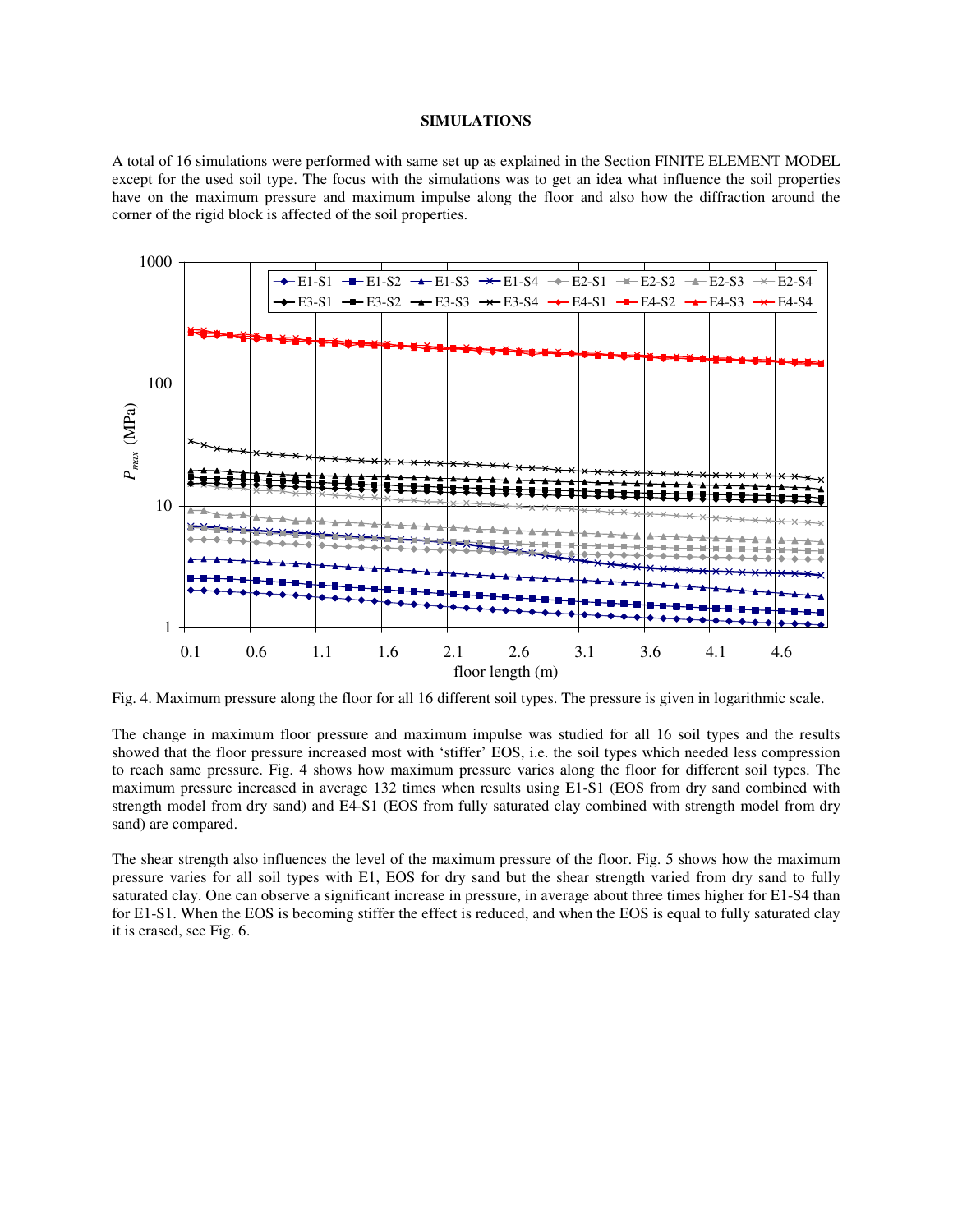## SIMULATIONS

A total of 16 simulations were performed with same set up as explained in the Section FINITE ELEMENT MODEL except for the used soil type. The focus with the simulations was to get an idea what influence the soil properties have on the maximum pressure and maximum impulse along the floor and also how the diffraction around the corner of the rigid block is affected of the soil properties.

Fig. 4. Maximum pressure along the floor for all 16 different soil types. The pressure is given in logarithmic scale.

The change in maximum floor pressure and maximum impulse was studied for all 16 soil types and the results showed that the floor pressure increased most with 'stiffer' EOS, i.e. the soil types which needed less compression to reach same pressure. Fig. 4 shows how maximum pressure varies along the floor for different soil types. The maximum pressure increased in average 132 times when results using E1-S1 (EOS from dry sand combined with strength model from dry sand) and E4-S1 (EOS from fully saturated clay combined with strength model from dry sand) are compared.

The shear strength also influences the level of the maximum pressure of the floor. Fig. 5 shows how the maximum pressure varies for all soil types with E1, EOS for dry sand but the shear strength varied from dry sand to fully saturated clay. One can observe a significant increase in pressure, in average about three times higher for E1-S4 than for E1-S1. When the EOS is becoming stiffer the effect is reduced, and when the EOS is equal to fully saturated clay it is erased, see Fig. 6.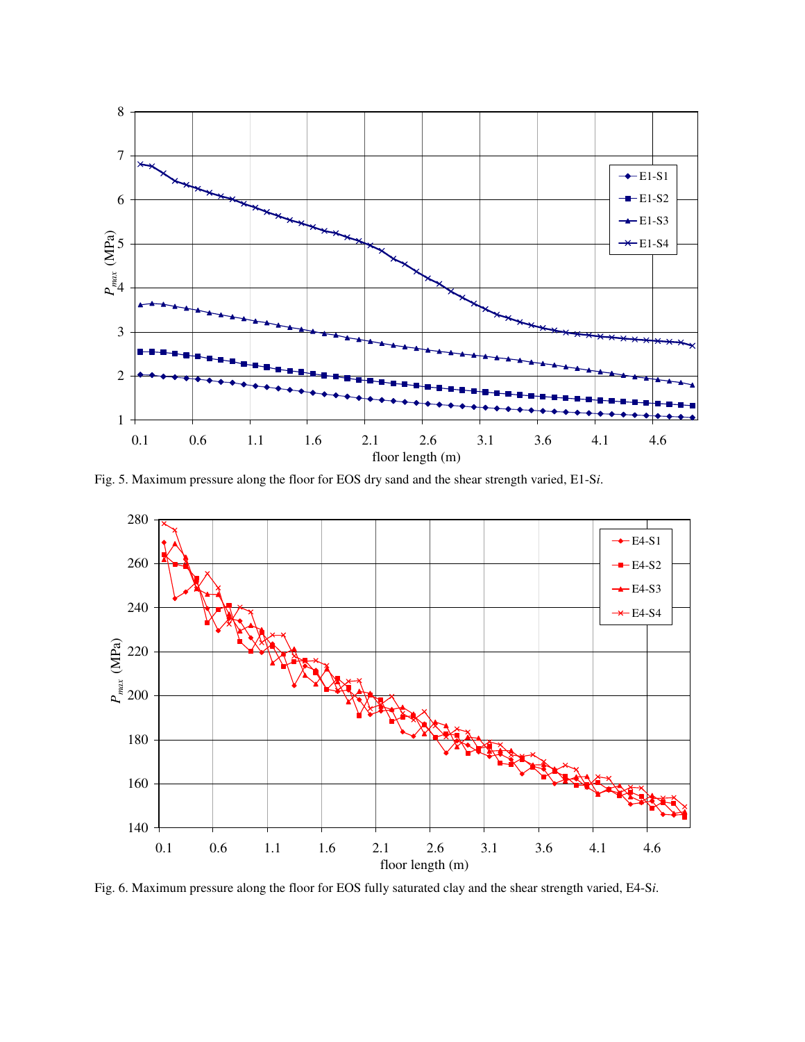Fig. 5. Maximum pressure along the floor for EOS dry sand and the shear strength varied, E1-S*i*.

Fig. 6. Maximum pressure along the floor for EOS fully saturated clay and the shear strength varied, E4-S*i*.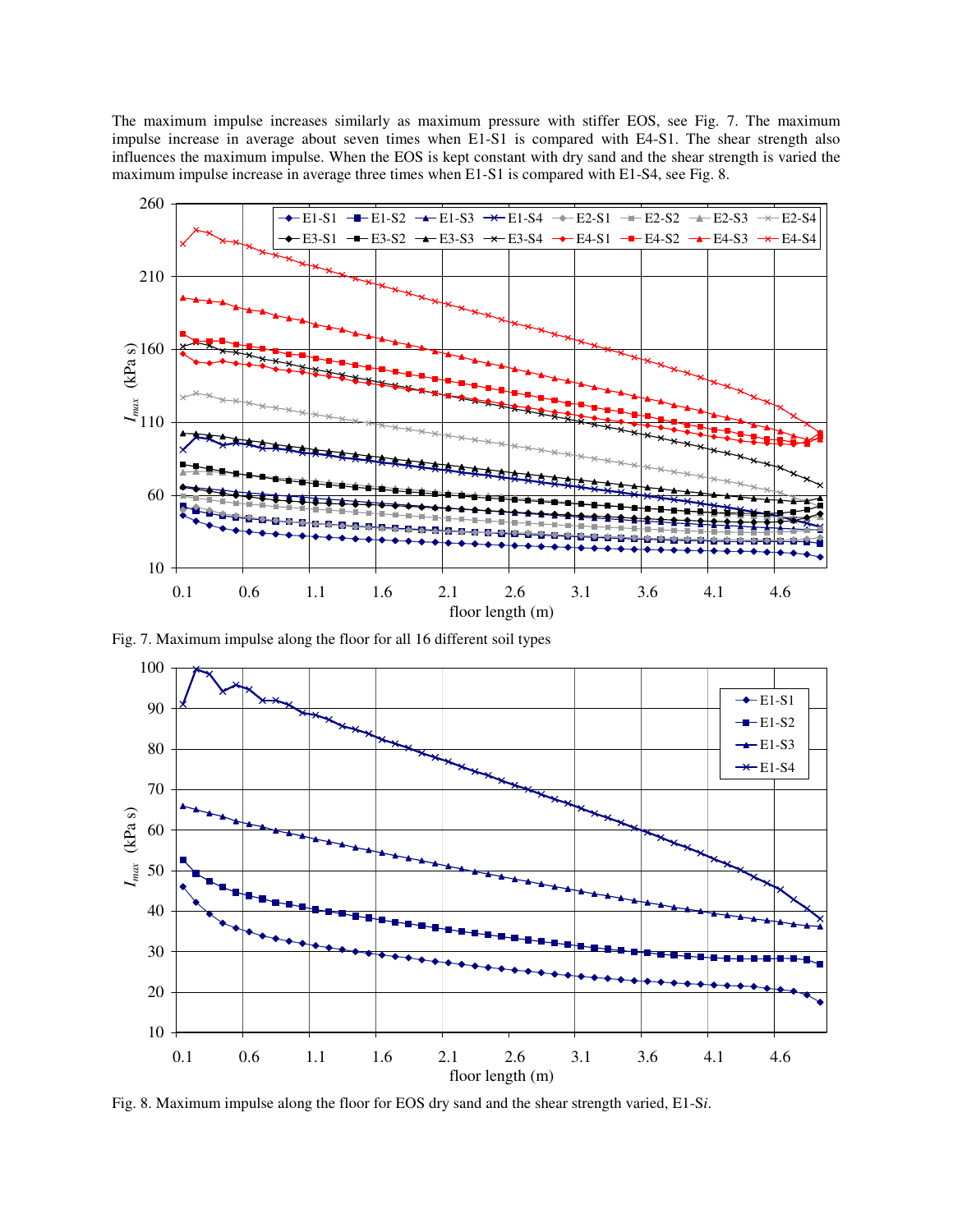The maximum impulse increases similarly as maximum pressure with stiffer EOS, see Fig. 7. The maximum impulse increase in average about seven times when E1-S1 is compared with E4-S1. The shear strength also influences the maximum impulse. When the EOS is kept constant with dry sand and the shear strength is varied the maximum impulse increase in average three times when E1-S1 is compared with E1-S4, see Fig. 8.

Fig. 7. Maximum impulse along the floor for all 16 different soil types

Fig. 8. Maximum impulse along the floor for EOS dry sand and the shear strength varied, E1-S*i*.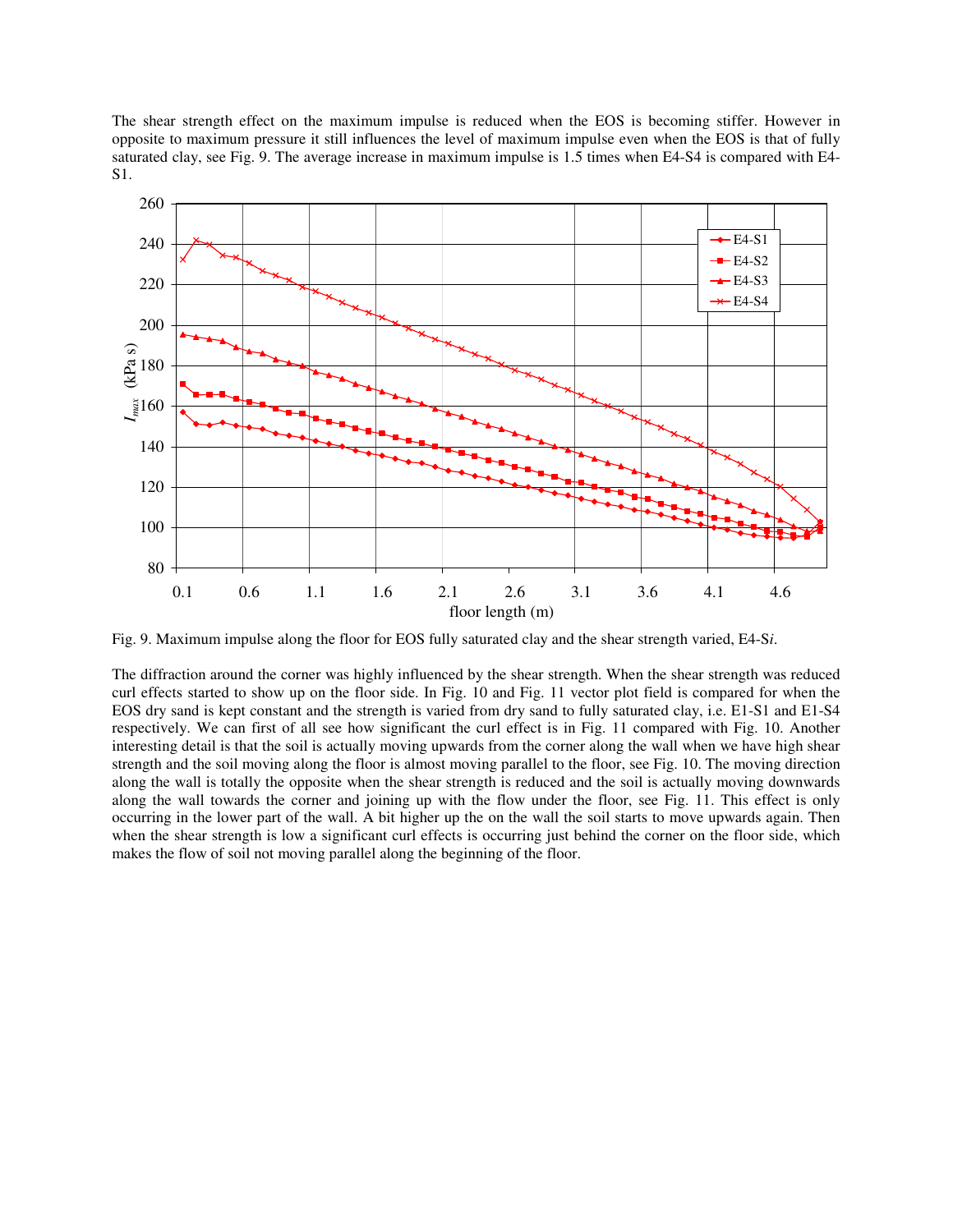The shear strength effect on the maximum impulse is reduced when the EOS is becoming stiffer. However in opposite to maximum pressure it still influences the level of maximum impulse even when the EOS is that of fully saturated clay, see Fig. 9. The average increase in maximum impulse is 1.5 times when E4-S4 is compared with E4-S1.

Fig. 9. Maximum impulse along the floor for EOS fully saturated clay and the shear strength varied, E4-S*i*.

The diffraction around the corner was highly influenced by the shear strength. When the shear strength was reduced curl effects started to show up on the floor side. In Fig. 10 and Fig. 11 vector plot field is compared for when the EOS dry sand is kept constant and the strength is varied from dry sand to fully saturated clay, i.e. E1-S1 and E1-S4 respectively. We can first of all see how significant the curl effect is in Fig. 11 compared with Fig. 10. Another interesting detail is that the soil is actually moving upwards from the corner along the wall when we have high shear strength and the soil moving along the floor is almost moving parallel to the floor, see Fig. 10. The moving direction along the wall is totally the opposite when the shear strength is reduced and the soil is actually moving downwards along the wall towards the corner and joining up with the flow under the floor, see Fig. 11. This effect is only occurring in the lower part of the wall. A bit higher up the on the wall the soil starts to move upwards again. Then when the shear strength is low a significant curl effects is occurring just behind the corner on the floor side, which makes the flow of soil not moving parallel along the beginning of the floor.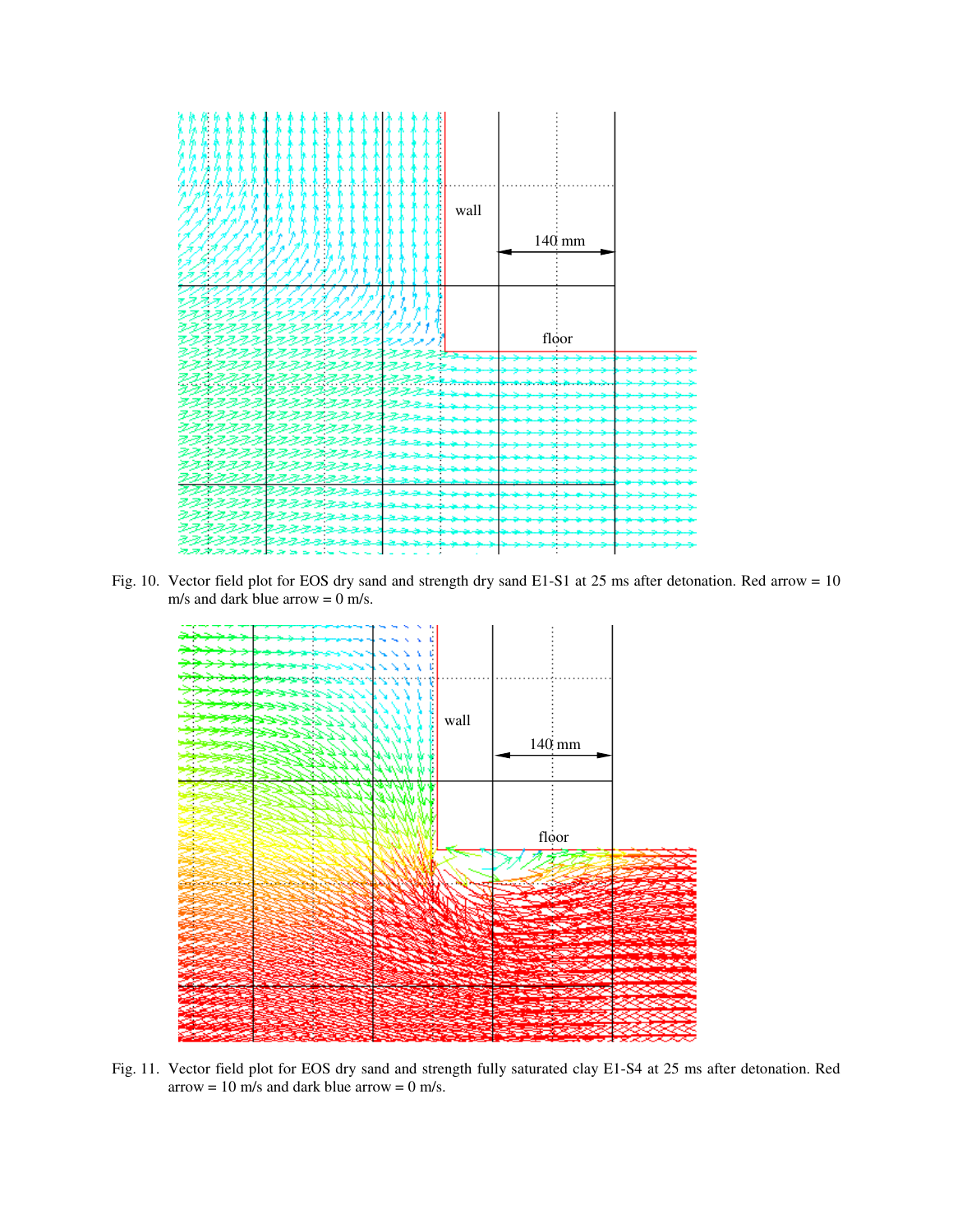Fig. 10. Vector field plot for EOS dry sand and strength dry sand E1-S1 at 25 ms after detonation. Red arrow = 10 m/s and dark blue arrow = 0 m/s.

Fig. 11. Vector field plot for EOS dry sand and strength fully saturated clay E1-S4 at 25 ms after detonation. Red arrow = 10 m/s and dark blue arrow = 0 m/s.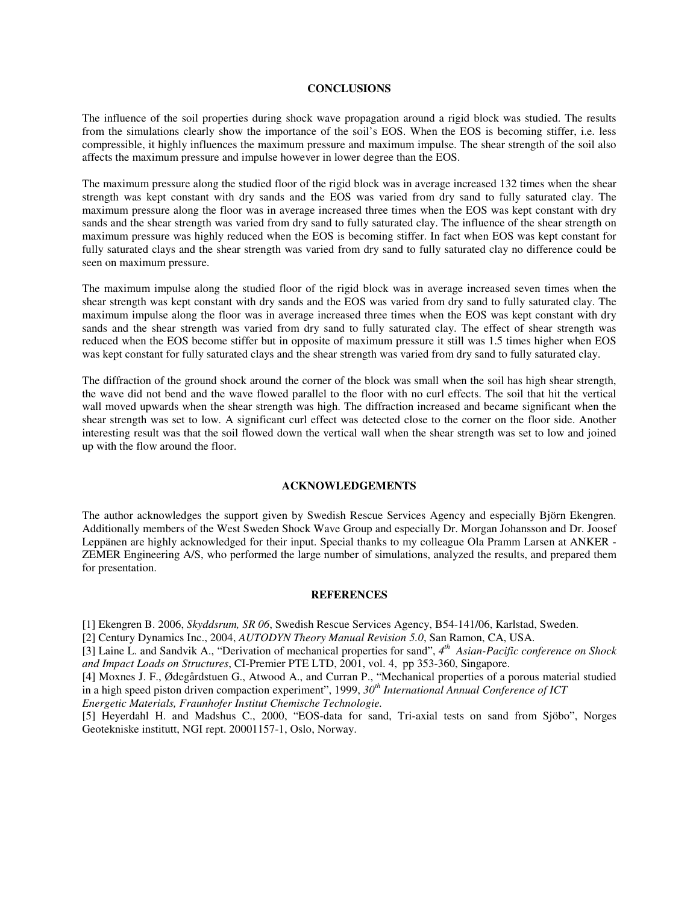## CONCLUSIONS

The influence of the soil properties during shock wave propagation around a rigid block was studied. The results from the simulations clearly show the importance of the soil's EOS. When the EOS is becoming stiffer, i.e. less compressible, it highly influences the maximum pressure and maximum impulse. The shear strength of the soil also affects the maximum pressure and impulse however in lower degree than the EOS.

The maximum pressure along the studied floor of the rigid block was in average increased 132 times when the shear strength was kept constant with dry sands and the EOS was varied from dry sand to fully saturated clay. The maximum pressure along the floor was in average increased three times when the EOS was kept constant with dry sands and the shear strength was varied from dry sand to fully saturated clay. The influence of the shear strength on maximum pressure was highly reduced when the EOS is becoming stiffer. In fact when EOS was kept constant for fully saturated clays and the shear strength was varied from dry sand to fully saturated clay no difference could be seen on maximum pressure.

The maximum impulse along the studied floor of the rigid block was in average increased seven times when the shear strength was kept constant with dry sands and the EOS was varied from dry sand to fully saturated clay. The maximum impulse along the floor was in average increased three times when the EOS was kept constant with dry sands and the shear strength was varied from dry sand to fully saturated clay. The effect of shear strength was reduced when the EOS become stiffer but in opposite of maximum pressure it still was 1.5 times higher when EOS was kept constant for fully saturated clays and the shear strength was varied from dry sand to fully saturated clay.

The diffraction of the ground shock around the corner of the block was small when the soil has high shear strength, the wave did not bend and the wave flowed parallel to the floor with no curl effects. The soil that hit the vertical wall moved upwards when the shear strength was high. The diffraction increased and became significant when the shear strength was set to low. A significant curl effect was detected close to the corner on the floor side. Another interesting result was that the soil flowed down the vertical wall when the shear strength was set to low and joined up with the flow around the floor.

## ACKNOWLEDGEMENTS

The author acknowledges the support given by Swedish Rescue Services Agency and especially Björn Ekengren. Additionally members of the West Sweden Shock Wave Group and especially Dr. Morgan Johansson and Dr. Joosef Leppänen are highly acknowledged for their input. Special thanks to my colleague Ola Pramm Larsen at ANKER - ZEMER Engineering A/S, who performed the large number of simulations, analyzed the results, and prepared them for presentation.

## REFERENCES

[1] Ekengren B. 2006, *Skyddsrum, SR 06*, Swedish Rescue Services Agency, B54-141/06, Karlstad, Sweden.

[2] Century Dynamics Inc., 2004, *AUTODYN Theory Manual Revision 5.0*, San Ramon, CA, USA.

[3] Laine L. and Sandvik A., "Derivation of mechanical properties for sand", *4th Asian-Pacific conference on Shock and Impact Loads on Structures*, CI-Premier PTE LTD, 2001, vol. 4, pp 353-360, Singapore.

[4] Moxnes J. F., Ødegårdstuen G., Atwood A., and Curran P., "Mechanical properties of a porous material studied in a high speed piston driven compaction experiment", 1999, *30th International Annual Conference of ICT Energetic Materials, Fraunhofer Institut Chemische Technologie.*

[5] Heyerdahl H. and Madshus C., 2000, "EOS-data for sand, Tri-axial tests on sand from Sjöbo", Norges Geotekniske institutt, NGI rept. 20001157-1, Oslo, Norway.